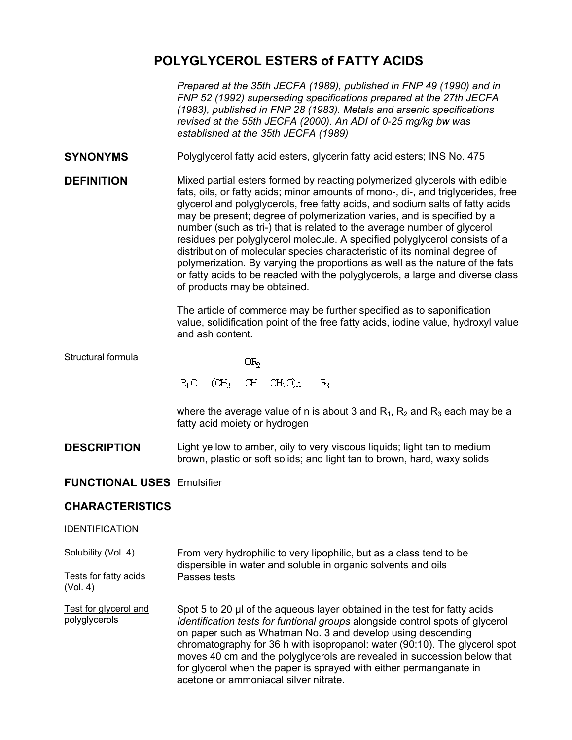# POLYGLYCEROL ESTERS of FATTY ACIDS

*Prepared at the 35th JECFA (1989), published in FNP 49 (1990) and in FNP 52 (1992) superseding specifications prepared at the 27th JECFA (1983), published in FNP 28 (1983). Metals and arsenic specifications revised at the 55th JECFA (2000). An ADI of 0-25 mg/kg bw was established at the 35th JECFA (1989)*

## SYNONYMS

Polyglycerol fatty acid esters, glycerin fatty acid esters; INS No. 475

## DEFINITION

Mixed partial esters formed by reacting polymerized glycerols with edible fats, oils, or fatty acids; minor amounts of mono-, di-, and triglycerides, free glycerol and polyglycerols, free fatty acids, and sodium salts of fatty acids may be present; degree of polymerization varies, and is specified by a number (such as tri-) that is related to the average number of glycerol residues per polyglycerol molecule. A specified polyglycerol consists of a distribution of molecular species characteristic of its nominal degree of polymerization. By varying the proportions as well as the nature of the fats or fatty acids to be reacted with the polyglycerols, a large and diverse class of products may be obtained.

The article of commerce may be further specified as to saponification value, solidification point of the free fatty acids, iodine value, hydroxyl value and ash content.

Structural formula

$$R_1O-(CH_2-\underset{\displaystyle |}{\overset{\displaystyle OR_2}{CH}}-CH_2O)_n-R_3$$

where the average value of n is about 3 and $R_1$, $R_2$ and $R_3$ each may be a fatty acid moiety or hydrogen

## DESCRIPTION

Light yellow to amber, oily to very viscous liquids; light tan to medium brown, plastic or soft solids; and light tan to brown, hard, waxy solids

## FUNCTIONAL USES

Emulsifier

## CHARACTERISTICS

IDENTIFICATION

Solubility (Vol. 4)

From very hydrophilic to very lipophilic, but as a class tend to be dispersible in water and soluble in organic solvents and oils

Tests for fatty acids (Vol. 4)

Passes tests

Test for glycerol and polyglycerols

Spot 5 to 20 µl of the aqueous layer obtained in the test for fatty acids *Identification tests for funtional groups* alongside control spots of glycerol on paper such as Whatman No. 3 and develop using descending chromatography for 36 h with isopropanol: water (90:10). The glycerol spot moves 40 cm and the polyglycerols are revealed in succession below that for glycerol when the paper is sprayed with either permanganate in acetone or ammoniacal silver nitrate.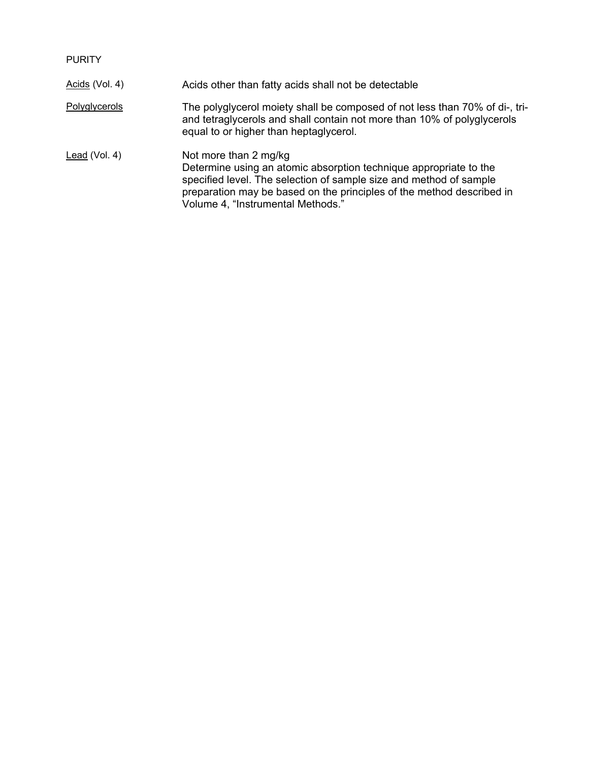PURITY

| | |
|---|---|
| Acids (Vol. 4) | Acids other than fatty acids shall not be detectable |
| Polyglycerols | The polyglycerol moiety shall be composed of not less than 70% of di-, tri- and tetraglycerols and shall contain not more than 10% of polyglycerols equal to or higher than heptaglycerol. |
| Lead (Vol. 4) | Not more than 2 mg/kg<br>Determine using an atomic absorption technique appropriate to the specified level. The selection of sample size and method of sample preparation may be based on the principles of the method described in Volume 4, “Instrumental Methods.” |